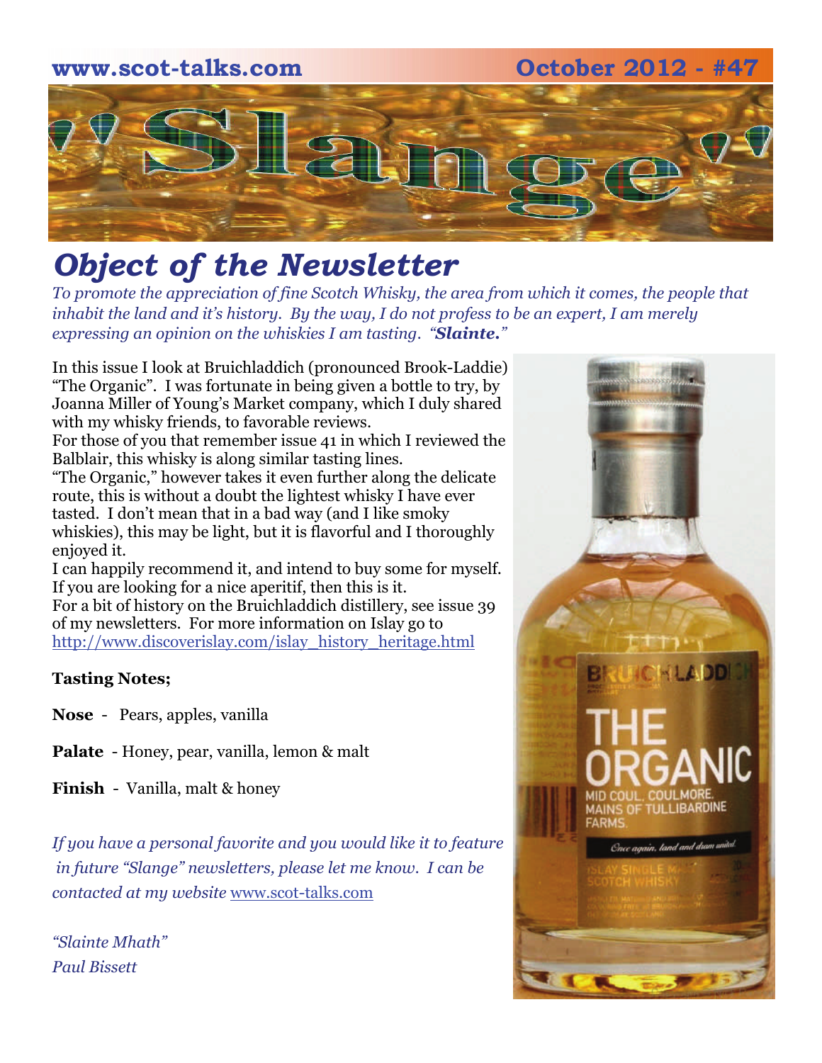www.scot-talks.com October 2012 - #47

# "Slange"

## *Object of the Newsletter*

*To promote the appreciation of fine Scotch Whisky, the area from which it comes, the people that inhabit the land and it's history. By the way, I do not profess to be an expert, I am merely expressing an opinion on the whiskies I am tasting. "**Slainte.**"*

In this issue I look at Bruichladdich (pronounced Brook-Laddie) "The Organic". I was fortunate in being given a bottle to try, by Joanna Miller of Young's Market company, which I duly shared with my whisky friends, to favorable reviews.
For those of you that remember issue 41 in which I reviewed the Balblair, this whisky is along similar tasting lines.
"The Organic," however takes it even further along the delicate route, this is without a doubt the lightest whisky I have ever tasted. I don't mean that in a bad way (and I like smoky whiskies), this may be light, but it is flavorful and I thoroughly enjoyed it.
I can happily recommend it, and intend to buy some for myself. If you are looking for a nice aperitif, then this is it.
For a bit of history on the Bruichladdich distillery, see issue 39 of my newsletters. For more information on Islay go to http://www.discoverislay.com/islay_history_heritage.html

**Tasting Notes;**

**Nose** - Pears, apples, vanilla

**Palate** - Honey, pear, vanilla, lemon & malt

**Finish** - Vanilla, malt & honey

*If you have a personal favorite and you would like it to feature in future "Slange" newsletters, please let me know. I can be contacted at my website* www.scot-talks.com

*"Slainte Mhath"*
*Paul Bissett*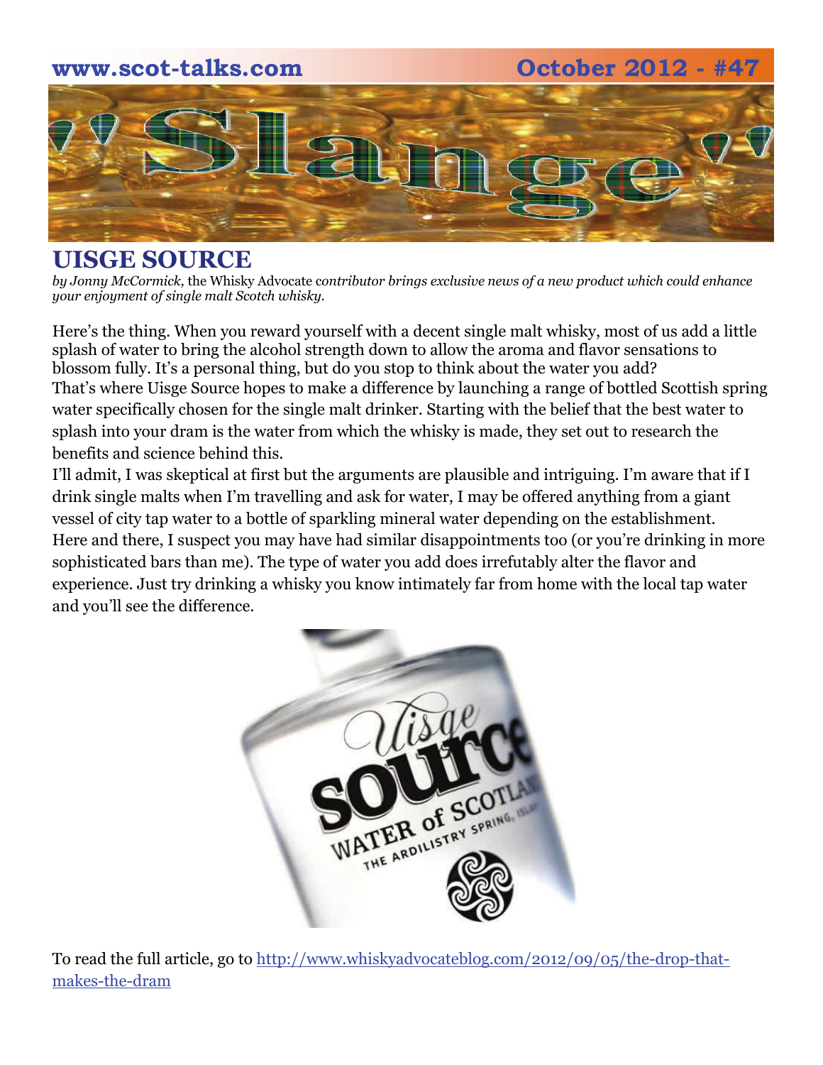## UISGE SOURCE

*by Jonny McCormick,* the Whisky Advocate *contributor brings exclusive news of a new product which could enhance your enjoyment of single malt Scotch whisky.*

Here's the thing. When you reward yourself with a decent single malt whisky, most of us add a little splash of water to bring the alcohol strength down to allow the aroma and flavor sensations to blossom fully. It's a personal thing, but do you stop to think about the water you add?

That's where Uisge Source hopes to make a difference by launching a range of bottled Scottish spring water specifically chosen for the single malt drinker. Starting with the belief that the best water to splash into your dram is the water from which the whisky is made, they set out to research the benefits and science behind this.

I'll admit, I was skeptical at first but the arguments are plausible and intriguing. I'm aware that if I drink single malts when I'm travelling and ask for water, I may be offered anything from a giant vessel of city tap water to a bottle of sparkling mineral water depending on the establishment. Here and there, I suspect you may have had similar disappointments too (or you're drinking in more sophisticated bars than me). The type of water you add does irrefutably alter the flavor and experience. Just try drinking a whisky you know intimately far from home with the local tap water and you'll see the difference.

To read the full article, go to http://www.whiskyadvocateblog.com/2012/09/05/the-drop-that-makes-the-dram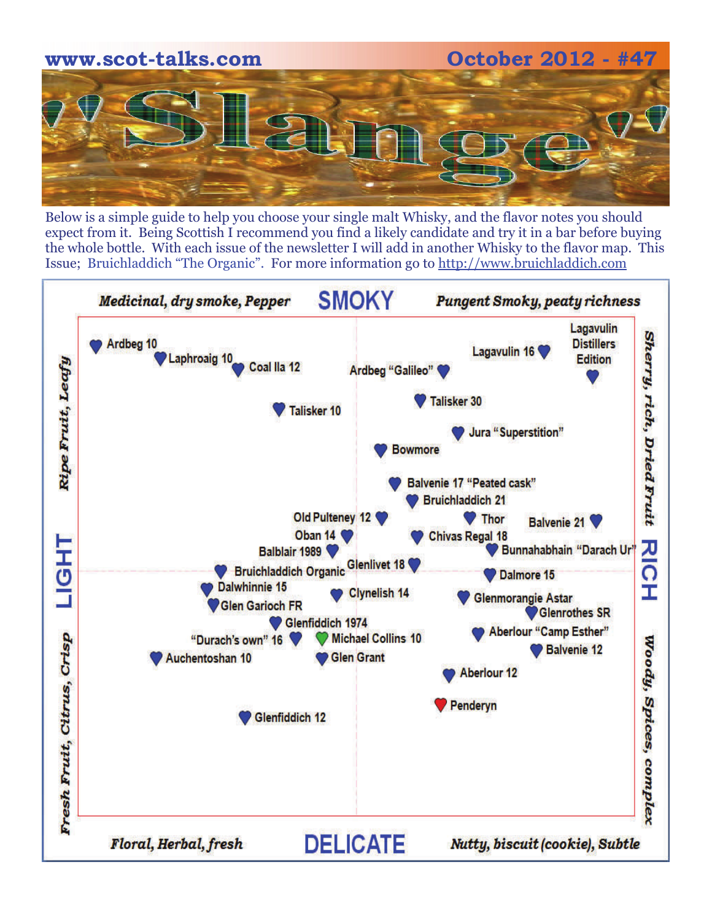www.scot-talks.com October 2012 - #47

# 'Slange'

Below is a simple guide to help you choose your single malt Whisky, and the flavor notes you should expect from it. Being Scottish I recommend you find a likely candidate and try it in a bar before buying the whole bottle. With each issue of the newsletter I will add in another Whisky to the flavor map. This Issue; Bruichladdich "The Organic". For more information go to http://www.bruichladdich.com

*Medicinal, dry smoke, Pepper* **SMOKY** *Pungent Smoky, peaty richness*

**LIGHT** — *Ripe Fruit, Leafy* / *Fresh Fruit, Citrus, Crisp*

**RICH** — *Sherry, rich, Dried Fruit* / *Woody, Spices, complex*

*Floral, Herbal, fresh* **DELICATE** *Nutty, biscuit (cookie), Subtle*

Ardbeg 10
Laphroaig 10
Coal Ila 12
Ardbeg "Galileo"
Lagavulin 16
Lagavulin Distillers Edition
Talisker 10
Talisker 30
Jura "Superstition"
Bowmore
Balvenie 17 "Peated cask"
Bruichladdich 21
Old Pulteney 12
Thor
Balvenie 21
Oban 14
Chivas Regal 18
Balblair 1989
Bunnahabhain "Darach Ur"
Bruichladdich Organic
Glenlivet 18
Dalmore 15
Dalwhinnie 15
Clynelish 14
Glenmorangie Astar
Glen Garioch FR
Glenrothes SR
Glenfiddich 1974
Aberlour "Camp Esther"
"Durach's own" 16
Michael Collins 10
Balvenie 12
Auchentoshan 10
Glen Grant
Aberlour 12
Penderyn
Glenfiddich 12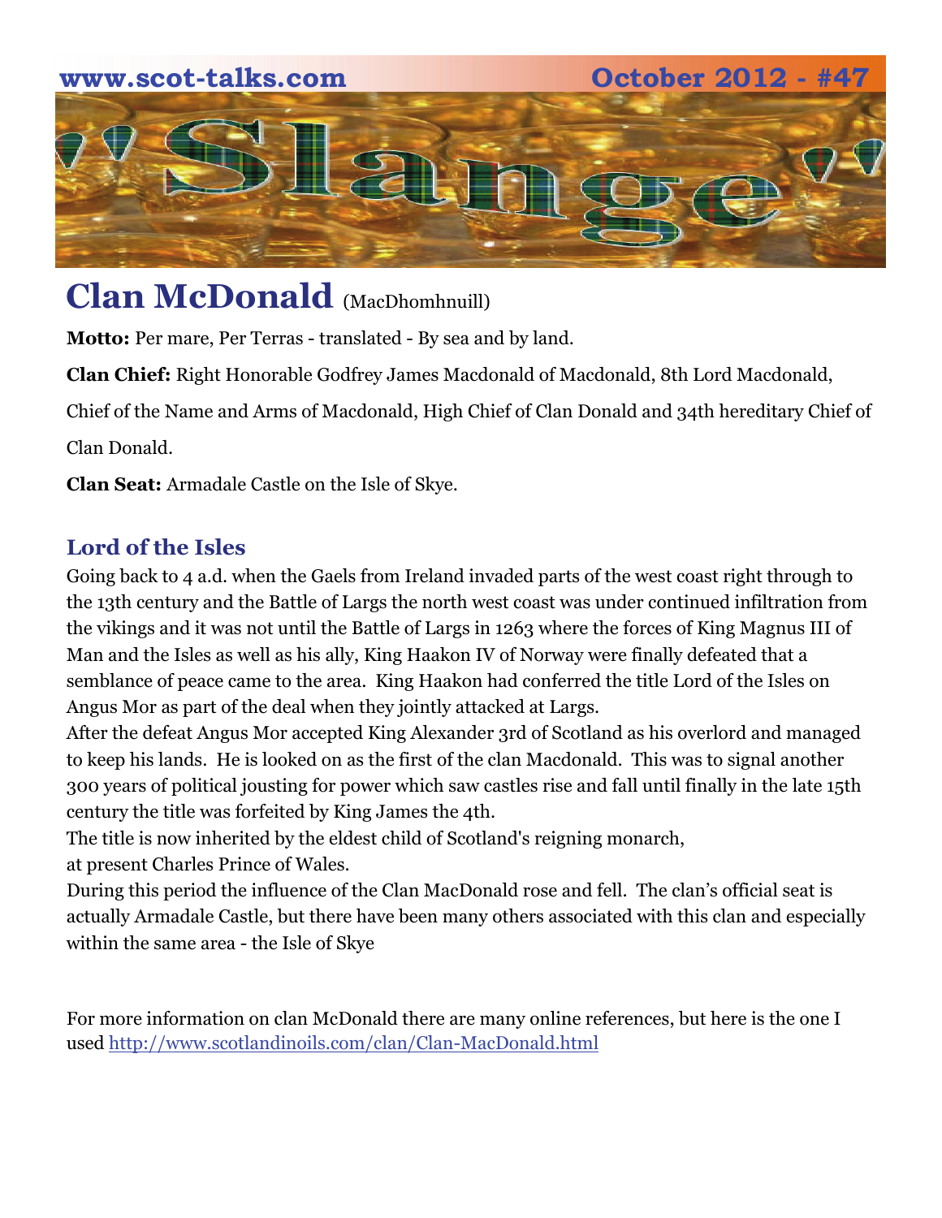# Clan McDonald (MacDhomhnuill)

**Motto:** Per mare, Per Terras - translated - By sea and by land.

**Clan Chief:** Right Honorable Godfrey James Macdonald of Macdonald, 8th Lord Macdonald, Chief of the Name and Arms of Macdonald, High Chief of Clan Donald and 34th hereditary Chief of Clan Donald.

**Clan Seat:** Armadale Castle on the Isle of Skye.

## Lord of the Isles

Going back to 4 a.d. when the Gaels from Ireland invaded parts of the west coast right through to the 13th century and the Battle of Largs the north west coast was under continued infiltration from the vikings and it was not until the Battle of Largs in 1263 where the forces of King Magnus III of Man and the Isles as well as his ally, King Haakon IV of Norway were finally defeated that a semblance of peace came to the area. King Haakon had conferred the title Lord of the Isles on Angus Mor as part of the deal when they jointly attacked at Largs.

After the defeat Angus Mor accepted King Alexander 3rd of Scotland as his overlord and managed to keep his lands. He is looked on as the first of the clan Macdonald. This was to signal another 300 years of political jousting for power which saw castles rise and fall until finally in the late 15th century the title was forfeited by King James the 4th.

The title is now inherited by the eldest child of Scotland's reigning monarch, at present Charles Prince of Wales.

During this period the influence of the Clan MacDonald rose and fell. The clan's official seat is actually Armadale Castle, but there have been many others associated with this clan and especially within the same area - the Isle of Skye

For more information on clan McDonald there are many online references, but here is the one I used http://www.scotlandinoils.com/clan/Clan-MacDonald.html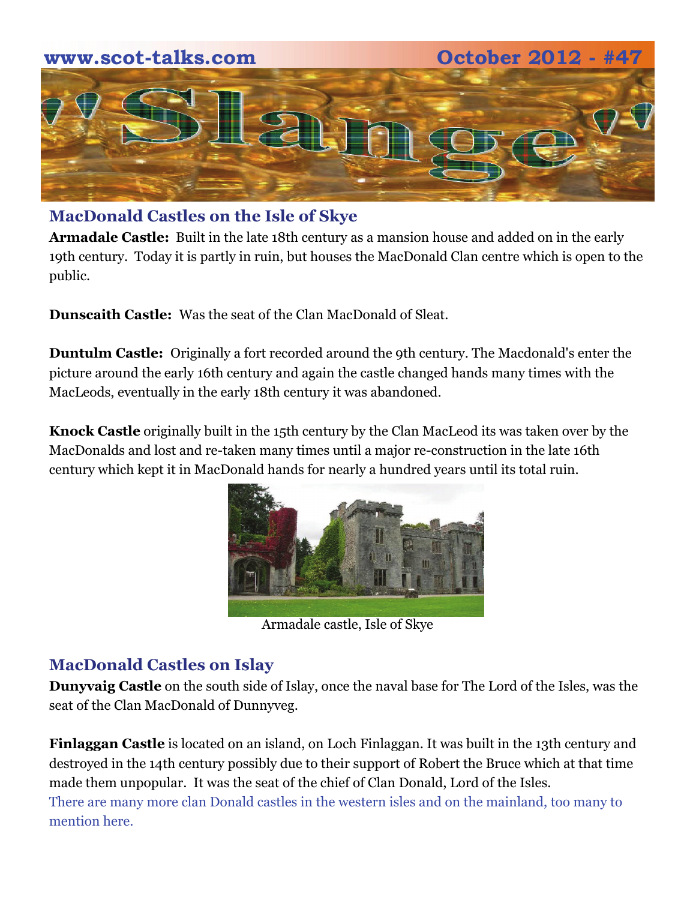## MacDonald Castles on the Isle of Skye

**Armadale Castle:** Built in the late 18th century as a mansion house and added on in the early 19th century. Today it is partly in ruin, but houses the MacDonald Clan centre which is open to the public.

**Dunscaith Castle:** Was the seat of the Clan MacDonald of Sleat.

**Duntulm Castle:** Originally a fort recorded around the 9th century. The Macdonald's enter the picture around the early 16th century and again the castle changed hands many times with the MacLeods, eventually in the early 18th century it was abandoned.

**Knock Castle** originally built in the 15th century by the Clan MacLeod its was taken over by the MacDonalds and lost and re-taken many times until a major re-construction in the late 16th century which kept it in MacDonald hands for nearly a hundred years until its total ruin.

Armadale castle, Isle of Skye

## MacDonald Castles on Islay

**Dunyvaig Castle** on the south side of Islay, once the naval base for The Lord of the Isles, was the seat of the Clan MacDonald of Dunnyveg.

**Finlaggan Castle** is located on an island, on Loch Finlaggan. It was built in the 13th century and destroyed in the 14th century possibly due to their support of Robert the Bruce which at that time made them unpopular. It was the seat of the chief of Clan Donald, Lord of the Isles.

There are many more clan Donald castles in the western isles and on the mainland, too many to mention here.